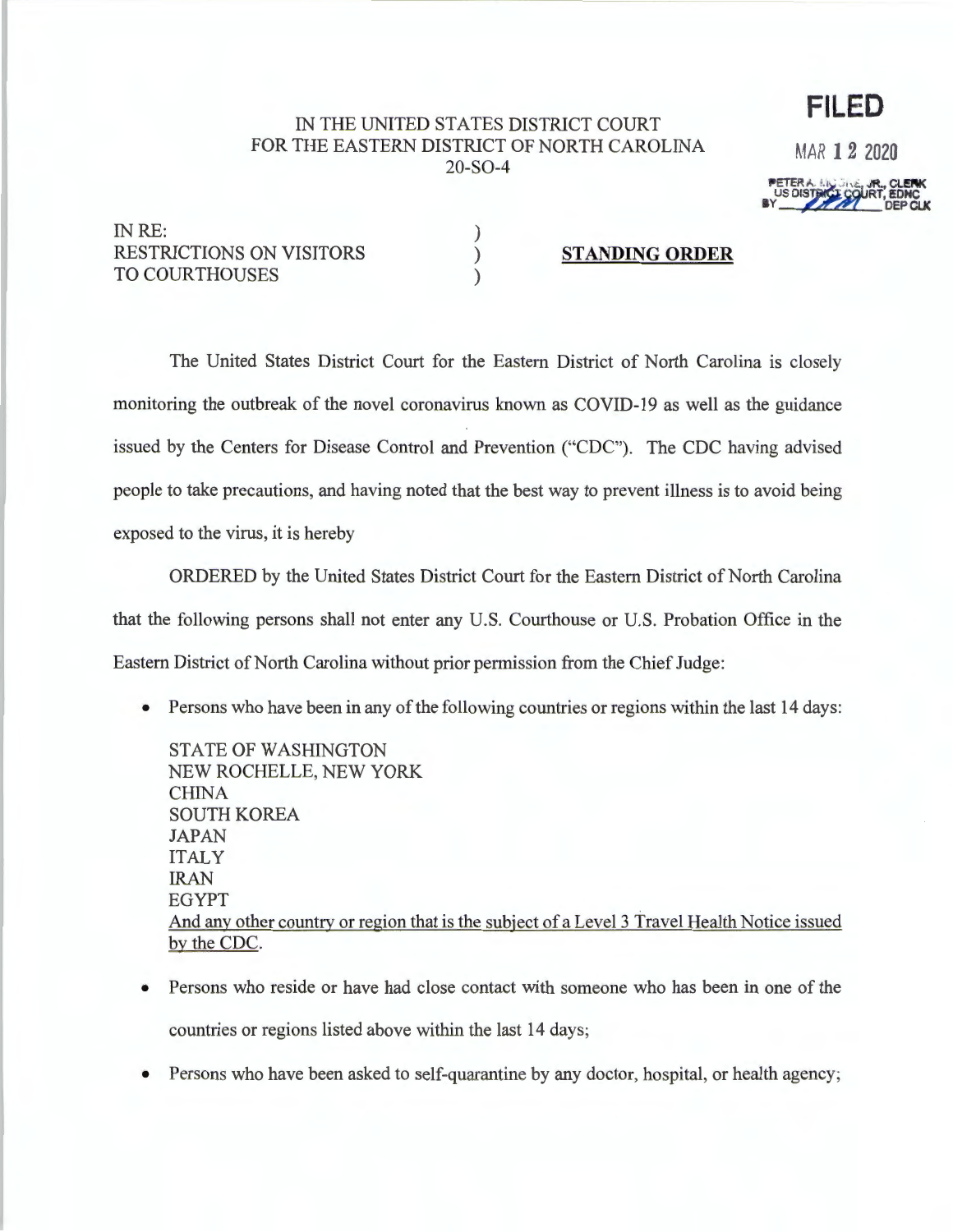IN THE UNITED STATES DISTRICT COURT
FOR THE EASTERN DISTRICT OF NORTH CAROLINA
20-SO-4

**FILED**

MAR 12 2020

PETER A. MOORE, JR., CLERK
US DISTRICT COURT, EDNC
BY ______ DEP CLK

IN RE:
RESTRICTIONS ON VISITORS
TO COURTHOUSES

**STANDING ORDER**

The United States District Court for the Eastern District of North Carolina is closely monitoring the outbreak of the novel coronavirus known as COVID-19 as well as the guidance issued by the Centers for Disease Control and Prevention ("CDC"). The CDC having advised people to take precautions, and having noted that the best way to prevent illness is to avoid being exposed to the virus, it is hereby

ORDERED by the United States District Court for the Eastern District of North Carolina that the following persons shall not enter any U.S. Courthouse or U.S. Probation Office in the Eastern District of North Carolina without prior permission from the Chief Judge:

- Persons who have been in any of the following countries or regions within the last 14 days:

  STATE OF WASHINGTON
  NEW ROCHELLE, NEW YORK
  CHINA
  SOUTH KOREA
  JAPAN
  ITALY
  IRAN
  EGYPT
  And any other country or region that is the subject of a Level 3 Travel Health Notice issued by the CDC.

- Persons who reside or have had close contact with someone who has been in one of the countries or regions listed above within the last 14 days;
- Persons who have been asked to self-quarantine by any doctor, hospital, or health agency;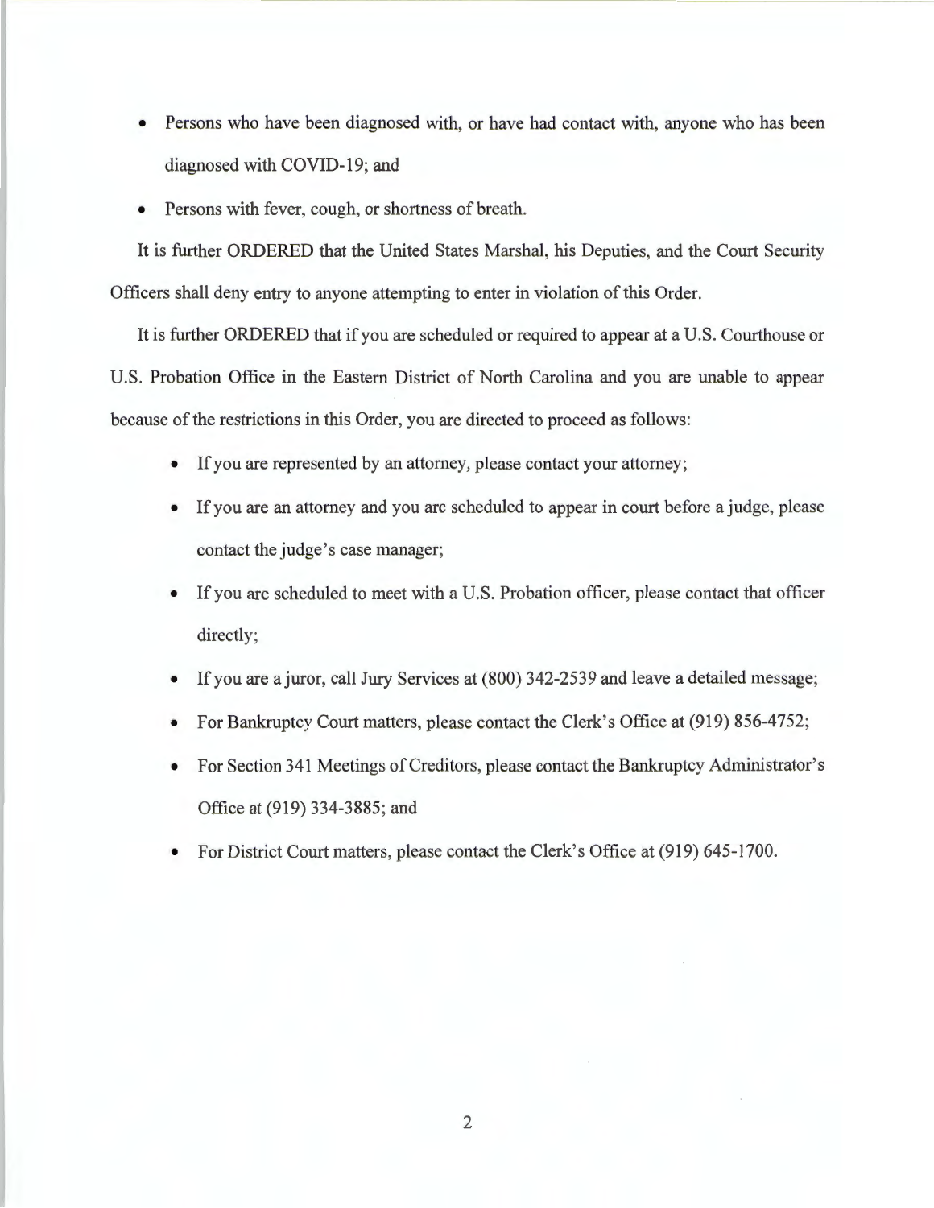- Persons who have been diagnosed with, or have had contact with, anyone who has been diagnosed with COVID-19; and
- Persons with fever, cough, or shortness of breath.

It is further ORDERED that the United States Marshal, his Deputies, and the Court Security Officers shall deny entry to anyone attempting to enter in violation of this Order.

It is further ORDERED that if you are scheduled or required to appear at a U.S. Courthouse or U.S. Probation Office in the Eastern District of North Carolina and you are unable to appear because of the restrictions in this Order, you are directed to proceed as follows:

- If you are represented by an attorney, please contact your attorney;
- If you are an attorney and you are scheduled to appear in court before a judge, please contact the judge's case manager;
- If you are scheduled to meet with a U.S. Probation officer, please contact that officer directly;
- If you are a juror, call Jury Services at (800) 342-2539 and leave a detailed message;
- For Bankruptcy Court matters, please contact the Clerk's Office at (919) 856-4752;
- For Section 341 Meetings of Creditors, please contact the Bankruptcy Administrator's Office at (919) 334-3885; and
- For District Court matters, please contact the Clerk's Office at (919) 645-1700.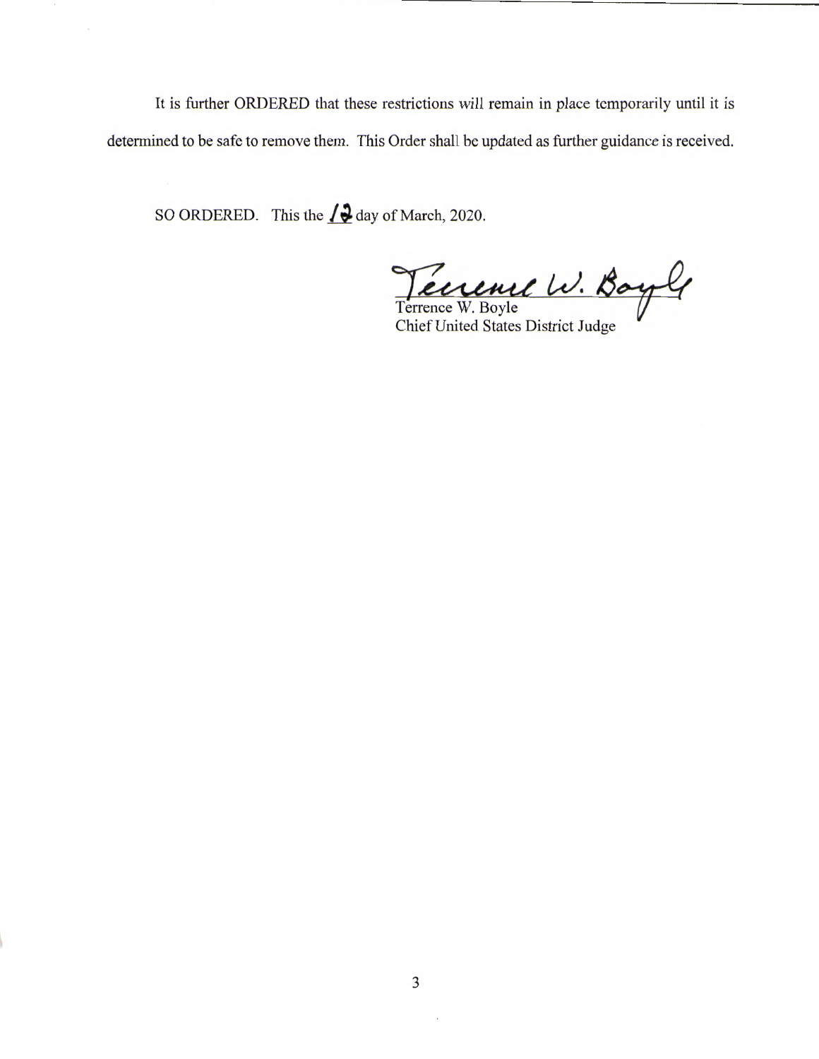It is further ORDERED that these restrictions will remain in place temporarily until it is determined to be safe to remove them. This Order shall be updated as further guidance is received.

SO ORDERED. This the 12 day of March, 2020.

Terrence W. Boyle
Chief United States District Judge